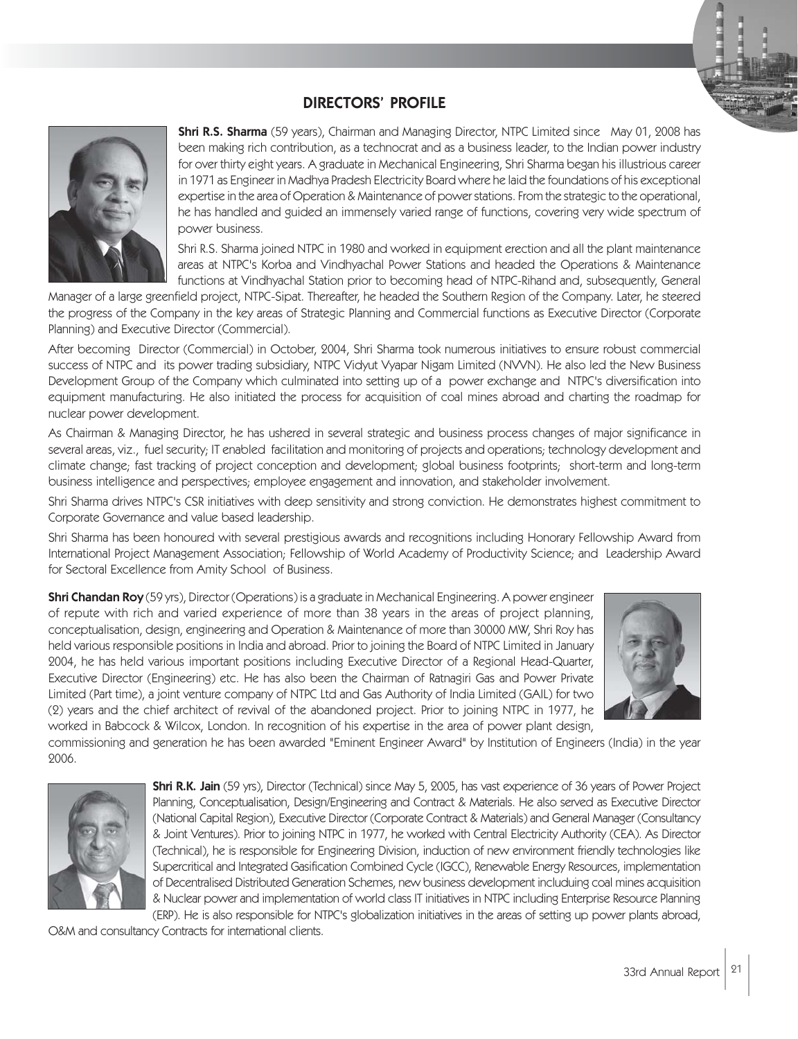# DIRECTORS' PROFILE

**Shri R.S. Sharma** (59 years), Chairman and Managing Director, NTPC Limited since May 01, 2008 has been making rich contribution, as a technocrat and as a business leader, to the Indian power industry for over thirty eight years. A graduate in Mechanical Engineering, Shri Sharma began his illustrious career in 1971 as Engineer in Madhya Pradesh Electricity Board where he laid the foundations of his exceptional expertise in the area of Operation & Maintenance of power stations. From the strategic to the operational, he has handled and guided an immensely varied range of functions, covering very wide spectrum of power business.

Shri R.S. Sharma joined NTPC in 1980 and worked in equipment erection and all the plant maintenance areas at NTPC's Korba and Vindhyachal Power Stations and headed the Operations & Maintenance functions at Vindhyachal Station prior to becoming head of NTPC-Rihand and, subsequently, General Manager of a large greenfield project, NTPC-Sipat. Thereafter, he headed the Southern Region of the Company. Later, he steered the progress of the Company in the key areas of Strategic Planning and Commercial functions as Executive Director (Corporate Planning) and Executive Director (Commercial).

After becoming Director (Commercial) in October, 2004, Shri Sharma took numerous initiatives to ensure robust commercial success of NTPC and its power trading subsidiary, NTPC Vidyut Vyapar Nigam Limited (NVVN). He also led the New Business Development Group of the Company which culminated into setting up of a power exchange and NTPC's diversification into equipment manufacturing. He also initiated the process for acquisition of coal mines abroad and charting the roadmap for nuclear power development.

As Chairman & Managing Director, he has ushered in several strategic and business process changes of major significance in several areas, viz., fuel security; IT enabled facilitation and monitoring of projects and operations; technology development and climate change; fast tracking of project conception and development; global business footprints; short-term and long-term business intelligence and perspectives; employee engagement and innovation, and stakeholder involvement.

Shri Sharma drives NTPC's CSR initiatives with deep sensitivity and strong conviction. He demonstrates highest commitment to Corporate Governance and value based leadership.

Shri Sharma has been honoured with several prestigious awards and recognitions including Honorary Fellowship Award from International Project Management Association; Fellowship of World Academy of Productivity Science; and Leadership Award for Sectoral Excellence from Amity School of Business.

**Shri Chandan Roy** (59 yrs), Director (Operations) is a graduate in Mechanical Engineering. A power engineer of repute with rich and varied experience of more than 38 years in the areas of project planning, conceptualisation, design, engineering and Operation & Maintenance of more than 30000 MW, Shri Roy has held various responsible positions in India and abroad. Prior to joining the Board of NTPC Limited in January 2004, he has held various important positions including Executive Director of a Regional Head-Quarter, Executive Director (Engineering) etc. He has also been the Chairman of Ratnagiri Gas and Power Private Limited (Part time), a joint venture company of NTPC Ltd and Gas Authority of India Limited (GAIL) for two (2) years and the chief architect of revival of the abandoned project. Prior to joining NTPC in 1977, he worked in Babcock & Wilcox, London. In recognition of his expertise in the area of power plant design, commissioning and generation he has been awarded "Eminent Engineer Award" by Institution of Engineers (India) in the year 2006.

**Shri R.K. Jain** (59 yrs), Director (Technical) since May 5, 2005, has vast experience of 36 years of Power Project Planning, Conceptualisation, Design/Engineering and Contract & Materials. He also served as Executive Director (National Capital Region), Executive Director (Corporate Contract & Materials) and General Manager (Consultancy & Joint Ventures). Prior to joining NTPC in 1977, he worked with Central Electricity Authority (CEA). As Director (Technical), he is responsible for Engineering Division, induction of new environment friendly technologies like Supercritical and Integrated Gasification Combined Cycle (IGCC), Renewable Energy Resources, implementation of Decentralised Distributed Generation Schemes, new business development includuing coal mines acquisition & Nuclear power and implementation of world class IT initiatives in NTPC including Enterprise Resource Planning (ERP). He is also responsible for NTPC's globalization initiatives in the areas of setting up power plants abroad, O&M and consultancy Contracts for international clients.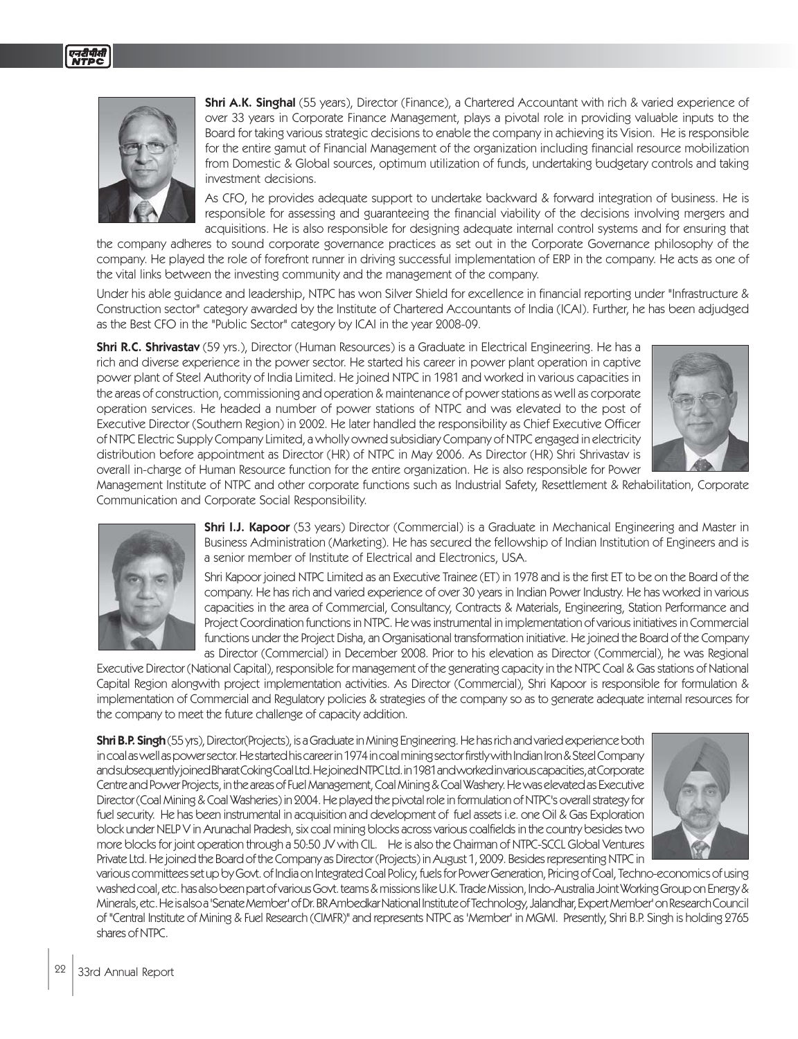**Shri A.K. Singhal** (55 years), Director (Finance), a Chartered Accountant with rich & varied experience of over 33 years in Corporate Finance Management, plays a pivotal role in providing valuable inputs to the Board for taking various strategic decisions to enable the company in achieving its Vision. He is responsible for the entire gamut of Financial Management of the organization including financial resource mobilization from Domestic & Global sources, optimum utilization of funds, undertaking budgetary controls and taking investment decisions.

As CFO, he provides adequate support to undertake backward & forward integration of business. He is responsible for assessing and guaranteeing the financial viability of the decisions involving mergers and acquisitions. He is also responsible for designing adequate internal control systems and for ensuring that the company adheres to sound corporate governance practices as set out in the Corporate Governance philosophy of the company. He played the role of forefront runner in driving successful implementation of ERP in the company. He acts as one of the vital links between the investing community and the management of the company.

Under his able guidance and leadership, NTPC has won Silver Shield for excellence in financial reporting under "Infrastructure & Construction sector" category awarded by the Institute of Chartered Accountants of India (ICAI). Further, he has been adjudged as the Best CFO in the "Public Sector" category by ICAI in the year 2008-09.

**Shri R.C. Shrivastav** (59 yrs.), Director (Human Resources) is a Graduate in Electrical Engineering. He has a rich and diverse experience in the power sector. He started his career in power plant operation in captive power plant of Steel Authority of India Limited. He joined NTPC in 1981 and worked in various capacities in the areas of construction, commissioning and operation & maintenance of power stations as well as corporate operation services. He headed a number of power stations of NTPC and was elevated to the post of Executive Director (Southern Region) in 2002. He later handled the responsibility as Chief Executive Officer of NTPC Electric Supply Company Limited, a wholly owned subsidiary Company of NTPC engaged in electricity distribution before appointment as Director (HR) of NTPC in May 2006. As Director (HR) Shri Shrivastav is overall in-charge of Human Resource function for the entire organization. He is also responsible for Power Management Institute of NTPC and other corporate functions such as Industrial Safety, Resettlement & Rehabilitation, Corporate Communication and Corporate Social Responsibility.

**Shri I.J. Kapoor** (53 years) Director (Commercial) is a Graduate in Mechanical Engineering and Master in Business Administration (Marketing). He has secured the fellowship of Indian Institution of Engineers and is a senior member of Institute of Electrical and Electronics, USA.

Shri Kapoor joined NTPC Limited as an Executive Trainee (ET) in 1978 and is the first ET to be on the Board of the company. He has rich and varied experience of over 30 years in Indian Power Industry. He has worked in various capacities in the area of Commercial, Consultancy, Contracts & Materials, Engineering, Station Performance and Project Coordination functions in NTPC. He was instrumental in implementation of various initiatives in Commercial functions under the Project Disha, an Organisational transformation initiative. He joined the Board of the Company as Director (Commercial) in December 2008. Prior to his elevation as Director (Commercial), he was Regional Executive Director (National Capital), responsible for management of the generating capacity in the NTPC Coal & Gas stations of National Capital Region alongwith project implementation activities. As Director (Commercial), Shri Kapoor is responsible for formulation & implementation of Commercial and Regulatory policies & strategies of the company so as to generate adequate internal resources for the company to meet the future challenge of capacity addition.

**Shri B.P. Singh** (55 yrs), Director(Projects), is a Graduate in Mining Engineering. He has rich and varied experience both in coal as well as power sector. He started his career in 1974 in coal mining sector firstly with Indian Iron & Steel Company and subsequently joined Bharat Coking Coal Ltd. He joined NTPC Ltd. in 1981 and worked in various capacities, at Corporate Centre and Power Projects, in the areas of Fuel Management, Coal Mining & Coal Washery. He was elevated as Executive Director (Coal Mining & Coal Washeries) in 2004. He played the pivotal role in formulation of NTPC's overall strategy for fuel security. He has been instrumental in acquisition and development of fuel assets i.e. one Oil & Gas Exploration block under NELP V in Arunachal Pradesh, six coal mining blocks across various coalfields in the country besides two more blocks for joint operation through a 50:50 JV with CIL. He is also the Chairman of NTPC-SCCL Global Ventures Private Ltd. He joined the Board of the Company as Director (Projects) in August 1, 2009. Besides representing NTPC in various committees set up by Govt. of India on Integrated Coal Policy, fuels for Power Generation, Pricing of Coal, Techno-economics of using washed coal, etc. has also been part of various Govt. teams & missions like U.K. Trade Mission, Indo-Australia Joint Working Group on Energy & Minerals, etc. He is also a 'Senate Member' of Dr. BR Ambedkar National Institute of Technology, Jalandhar, Expert Member' on Research Council of "Central Institute of Mining & Fuel Research (CIMFR)" and represents NTPC as 'Member' in MGMI. Presently, Shri B.P. Singh is holding 2765 shares of NTPC.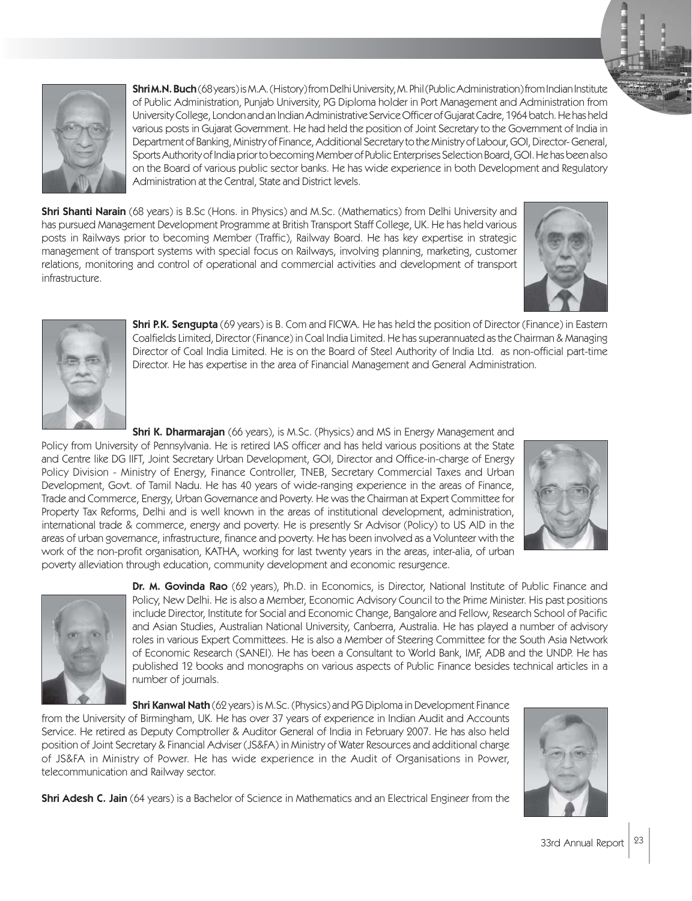**Shri M.N. Buch** (68 years) is M.A. (History) from Delhi University, M. Phil (Public Administration) from Indian Institute of Public Administration, Punjab University, PG Diploma holder in Port Management and Administration from University College, London and an Indian Administrative Service Officer of Gujarat Cadre, 1964 batch. He has held various posts in Gujarat Government. He had held the position of Joint Secretary to the Government of India in Department of Banking, Ministry of Finance, Additional Secretary to the Ministry of Labour, GOI, Director- General, Sports Authority of India prior to becoming Member of Public Enterprises Selection Board, GOI. He has been also on the Board of various public sector banks. He has wide experience in both Development and Regulatory Administration at the Central, State and District levels.

**Shri Shanti Narain** (68 years) is B.Sc (Hons. in Physics) and M.Sc. (Mathematics) from Delhi University and has pursued Management Development Programme at British Transport Staff College, UK. He has held various posts in Railways prior to becoming Member (Traffic), Railway Board. He has key expertise in strategic management of transport systems with special focus on Railways, involving planning, marketing, customer relations, monitoring and control of operational and commercial activities and development of transport infrastructure.

**Shri P.K. Sengupta** (69 years) is B. Com and FICWA. He has held the position of Director (Finance) in Eastern Coalfields Limited, Director (Finance) in Coal India Limited. He has superannuated as the Chairman & Managing Director of Coal India Limited. He is on the Board of Steel Authority of India Ltd. as non-official part-time Director. He has expertise in the area of Financial Management and General Administration.

**Shri K. Dharmarajan** (66 years), is M.Sc. (Physics) and MS in Energy Management and Policy from University of Pennsylvania. He is retired IAS officer and has held various positions at the State and Centre like DG IIFT, Joint Secretary Urban Development, GOI, Director and Office-in-charge of Energy Policy Division - Ministry of Energy, Finance Controller, TNEB, Secretary Commercial Taxes and Urban Development, Govt. of Tamil Nadu. He has 40 years of wide-ranging experience in the areas of Finance, Trade and Commerce, Energy, Urban Governance and Poverty. He was the Chairman at Expert Committee for Property Tax Reforms, Delhi and is well known in the areas of institutional development, administration, international trade & commerce, energy and poverty. He is presently Sr Advisor (Policy) to US AID in the areas of urban governance, infrastructure, finance and poverty. He has been involved as a Volunteer with the work of the non-profit organisation, KATHA, working for last twenty years in the areas, inter-alia, of urban poverty alleviation through education, community development and economic resurgence.

**Dr. M. Govinda Rao** (62 years), Ph.D. in Economics, is Director, National Institute of Public Finance and Policy, New Delhi. He is also a Member, Economic Advisory Council to the Prime Minister. His past positions include Director, Institute for Social and Economic Change, Bangalore and Fellow, Research School of Pacific and Asian Studies, Australian National University, Canberra, Australia. He has played a number of advisory roles in various Expert Committees. He is also a Member of Steering Committee for the South Asia Network of Economic Research (SANEI). He has been a Consultant to World Bank, IMF, ADB and the UNDP. He has published 12 books and monographs on various aspects of Public Finance besides technical articles in a number of journals.

**Shri Kanwal Nath** (62 years) is M.Sc. (Physics) and PG Diploma in Development Finance from the University of Birmingham, UK. He has over 37 years of experience in Indian Audit and Accounts Service. He retired as Deputy Comptroller & Auditor General of India in February 2007. He has also held position of Joint Secretary & Financial Adviser (JS&FA) in Ministry of Water Resources and additional charge of JS&FA in Ministry of Power. He has wide experience in the Audit of Organisations in Power, telecommunication and Railway sector.

**Shri Adesh C. Jain** (64 years) is a Bachelor of Science in Mathematics and an Electrical Engineer from the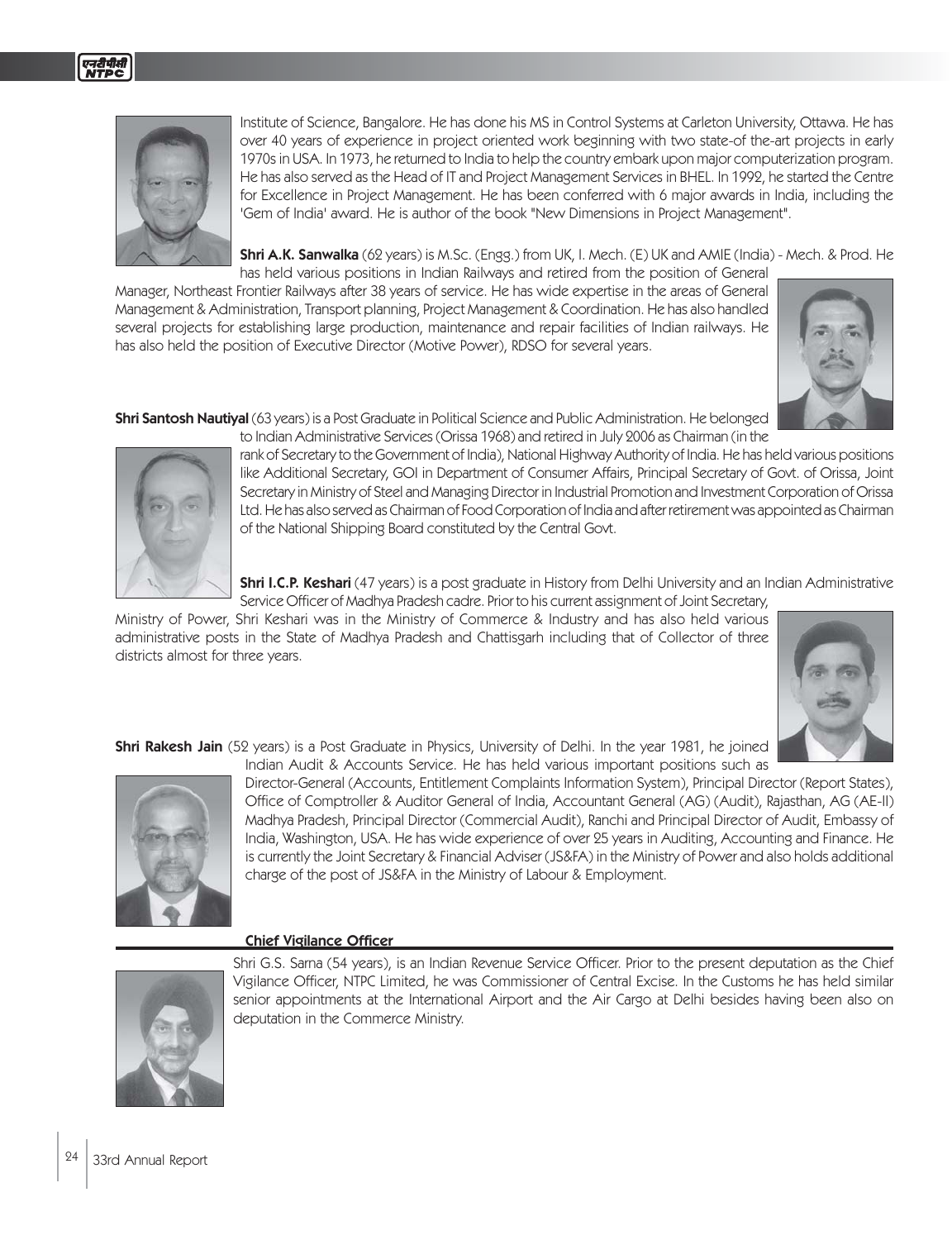Institute of Science, Bangalore. He has done his MS in Control Systems at Carleton University, Ottawa. He has over 40 years of experience in project oriented work beginning with two state-of the-art projects in early 1970s in USA. In 1973, he returned to India to help the country embark upon major computerization program. He has also served as the Head of IT and Project Management Services in BHEL. In 1992, he started the Centre for Excellence in Project Management. He has been conferred with 6 major awards in India, including the 'Gem of India' award. He is author of the book "New Dimensions in Project Management".

**Shri A.K. Sanwalka** (62 years) is M.Sc. (Engg.) from UK, I. Mech. (E) UK and AMIE (India) - Mech. & Prod. He has held various positions in Indian Railways and retired from the position of General Manager, Northeast Frontier Railways after 38 years of service. He has wide expertise in the areas of General Management & Administration, Transport planning, Project Management & Coordination. He has also handled several projects for establishing large production, maintenance and repair facilities of Indian railways. He has also held the position of Executive Director (Motive Power), RDSO for several years.

**Shri Santosh Nautiyal** (63 years) is a Post Graduate in Political Science and Public Administration. He belonged to Indian Administrative Services (Orissa 1968) and retired in July 2006 as Chairman (in the rank of Secretary to the Government of India), National Highway Authority of India. He has held various positions like Additional Secretary, GOI in Department of Consumer Affairs, Principal Secretary of Govt. of Orissa, Joint Secretary in Ministry of Steel and Managing Director in Industrial Promotion and Investment Corporation of Orissa Ltd. He has also served as Chairman of Food Corporation of India and after retirement was appointed as Chairman of the National Shipping Board constituted by the Central Govt.

**Shri I.C.P. Keshari** (47 years) is a post graduate in History from Delhi University and an Indian Administrative Service Officer of Madhya Pradesh cadre. Prior to his current assignment of Joint Secretary, Ministry of Power, Shri Keshari was in the Ministry of Commerce & Industry and has also held various administrative posts in the State of Madhya Pradesh and Chattisgarh including that of Collector of three districts almost for three years.

**Shri Rakesh Jain** (52 years) is a Post Graduate in Physics, University of Delhi. In the year 1981, he joined Indian Audit & Accounts Service. He has held various important positions such as Director-General (Accounts, Entitlement Complaints Information System), Principal Director (Report States), Office of Comptroller & Auditor General of India, Accountant General (AG) (Audit), Rajasthan, AG (AE-II) Madhya Pradesh, Principal Director (Commercial Audit), Ranchi and Principal Director of Audit, Embassy of India, Washington, USA. He has wide experience of over 25 years in Auditing, Accounting and Finance. He is currently the Joint Secretary & Financial Adviser (JS&FA) in the Ministry of Power and also holds additional charge of the post of JS&FA in the Ministry of Labour & Employment.

## Chief Vigilance Officer

Shri G.S. Sarna (54 years), is an Indian Revenue Service Officer. Prior to the present deputation as the Chief Vigilance Officer, NTPC Limited, he was Commissioner of Central Excise. In the Customs he has held similar senior appointments at the International Airport and the Air Cargo at Delhi besides having been also on deputation in the Commerce Ministry.